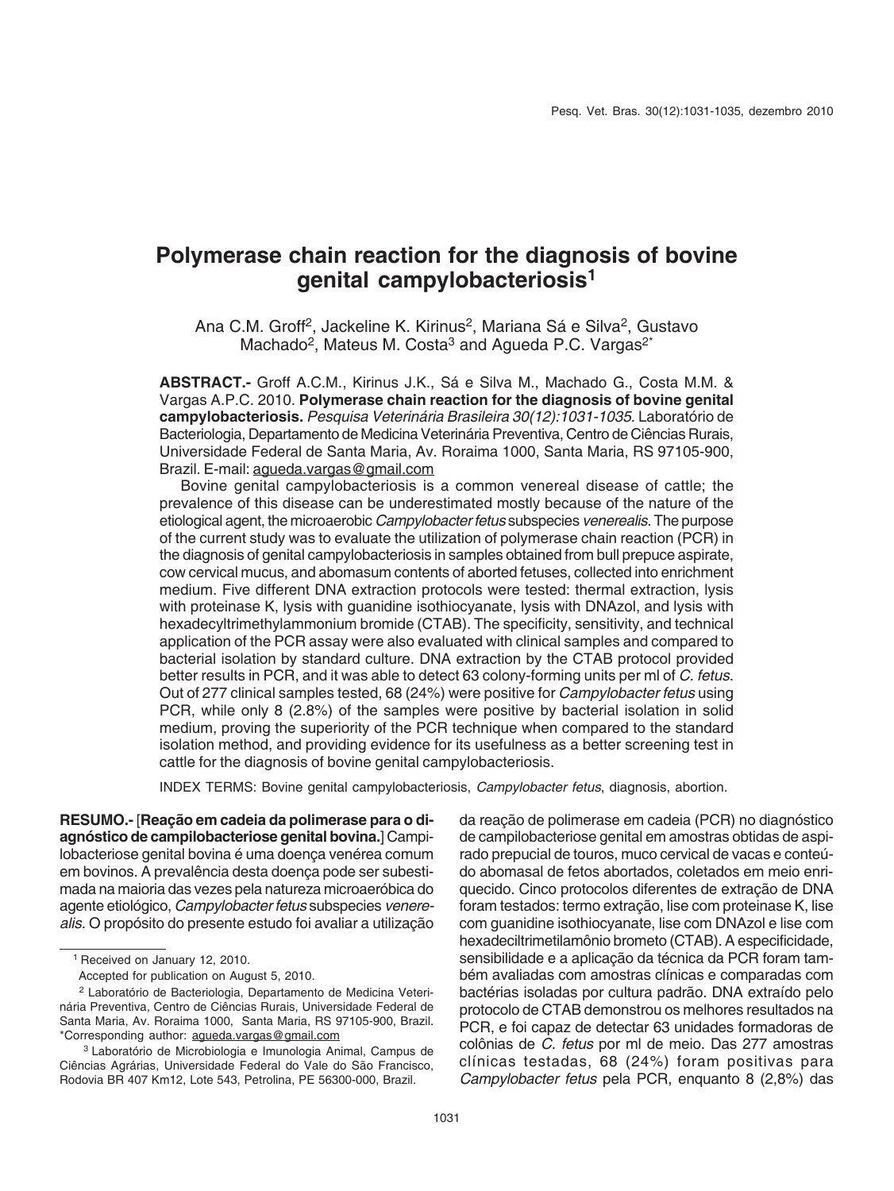# Polymerase chain reaction for the diagnosis of bovine genital campylobacteriosis[1]

Ana C.M. Groff[2], Jackeline K. Kirinus[2], Mariana Sá e Silva[2], Gustavo Machado[2], Mateus M. Costa[3] and Agueda P.C. Vargas[2*]

**ABSTRACT.-** Groff A.C.M., Kirinus J.K., Sá e Silva M., Machado G., Costa M.M. & Vargas A.P.C. 2010. **Polymerase chain reaction for the diagnosis of bovine genital campylobacteriosis.** *Pesquisa Veterinária Brasileira 30(12):1031-1035.* Laboratório de Bacteriologia, Departamento de Medicina Veterinária Preventiva, Centro de Ciências Rurais, Universidade Federal de Santa Maria, Av. Roraima 1000, Santa Maria, RS 97105-900, Brazil. E-mail: agueda.vargas@gmail.com

Bovine genital campylobacteriosis is a common venereal disease of cattle; the prevalence of this disease can be underestimated mostly because of the nature of the etiological agent, the microaerobic *Campylobacter fetus* subspecies *venerealis*. The purpose of the current study was to evaluate the utilization of polymerase chain reaction (PCR) in the diagnosis of genital campylobacteriosis in samples obtained from bull prepuce aspirate, cow cervical mucus, and abomasum contents of aborted fetuses, collected into enrichment medium. Five different DNA extraction protocols were tested: thermal extraction, lysis with proteinase K, lysis with guanidine isothiocyanate, lysis with DNAzol, and lysis with hexadecyltrimethylammonium bromide (CTAB). The specificity, sensitivity, and technical application of the PCR assay were also evaluated with clinical samples and compared to bacterial isolation by standard culture. DNA extraction by the CTAB protocol provided better results in PCR, and it was able to detect 63 colony-forming units per ml of *C. fetus*. Out of 277 clinical samples tested, 68 (24%) were positive for *Campylobacter fetus* using PCR, while only 8 (2.8%) of the samples were positive by bacterial isolation in solid medium, proving the superiority of the PCR technique when compared to the standard isolation method, and providing evidence for its usefulness as a better screening test in cattle for the diagnosis of bovine genital campylobacteriosis.

INDEX TERMS: Bovine genital campylobacteriosis, *Campylobacter fetus*, diagnosis, abortion.

**RESUMO.-** [**Reação em cadeia da polimerase para o diagnóstico de campilobacteriose genital bovina.**] Campilobacteriose genital bovina é uma doença venérea comum em bovinos. A prevalência desta doença pode ser subestimada na maioria das vezes pela natureza microaeróbica do agente etiológico, *Campylobacter fetus* subspecies *venerealis.* O propósito do presente estudo foi avaliar a utilização da reação de polimerase em cadeia (PCR) no diagnóstico de campilobacteriose genital em amostras obtidas de aspirado prepucial de touros, muco cervical de vacas e conteúdo abomasal de fetos abortados, coletados em meio enriquecido. Cinco protocolos diferentes de extração de DNA foram testados: termo extração, lise com proteinase K, lise com guanidine isothiocyanate, lise com DNAzol e lise com hexadeciltrimetilamônio brometo (CTAB). A especificidade, sensibilidade e a aplicação da técnica da PCR foram também avaliadas com amostras clínicas e comparadas com bactérias isoladas por cultura padrão. DNA extraído pelo protocolo de CTAB demonstrou os melhores resultados na PCR, e foi capaz de detectar 63 unidades formadoras de colônias de *C. fetus* por ml de meio. Das 277 amostras clínicas testadas, 68 (24%) foram positivas para *Campylobacter fetus* pela PCR, enquanto 8 (2,8%) das

---

[1] Received on January 12, 2010.

Accepted for publication on August 5, 2010.

[2] Laboratório de Bacteriologia, Departamento de Medicina Veterinária Preventiva, Centro de Ciências Rurais, Universidade Federal de Santa Maria, Av. Roraima 1000, Santa Maria, RS 97105-900, Brazil. *Corresponding author: agueda.vargas@gmail.com

[3] Laboratório de Microbiologia e Imunologia Animal, Campus de Ciências Agrárias, Universidade Federal do Vale do São Francisco, Rodovia BR 407 Km12, Lote 543, Petrolina, PE 56300-000, Brazil.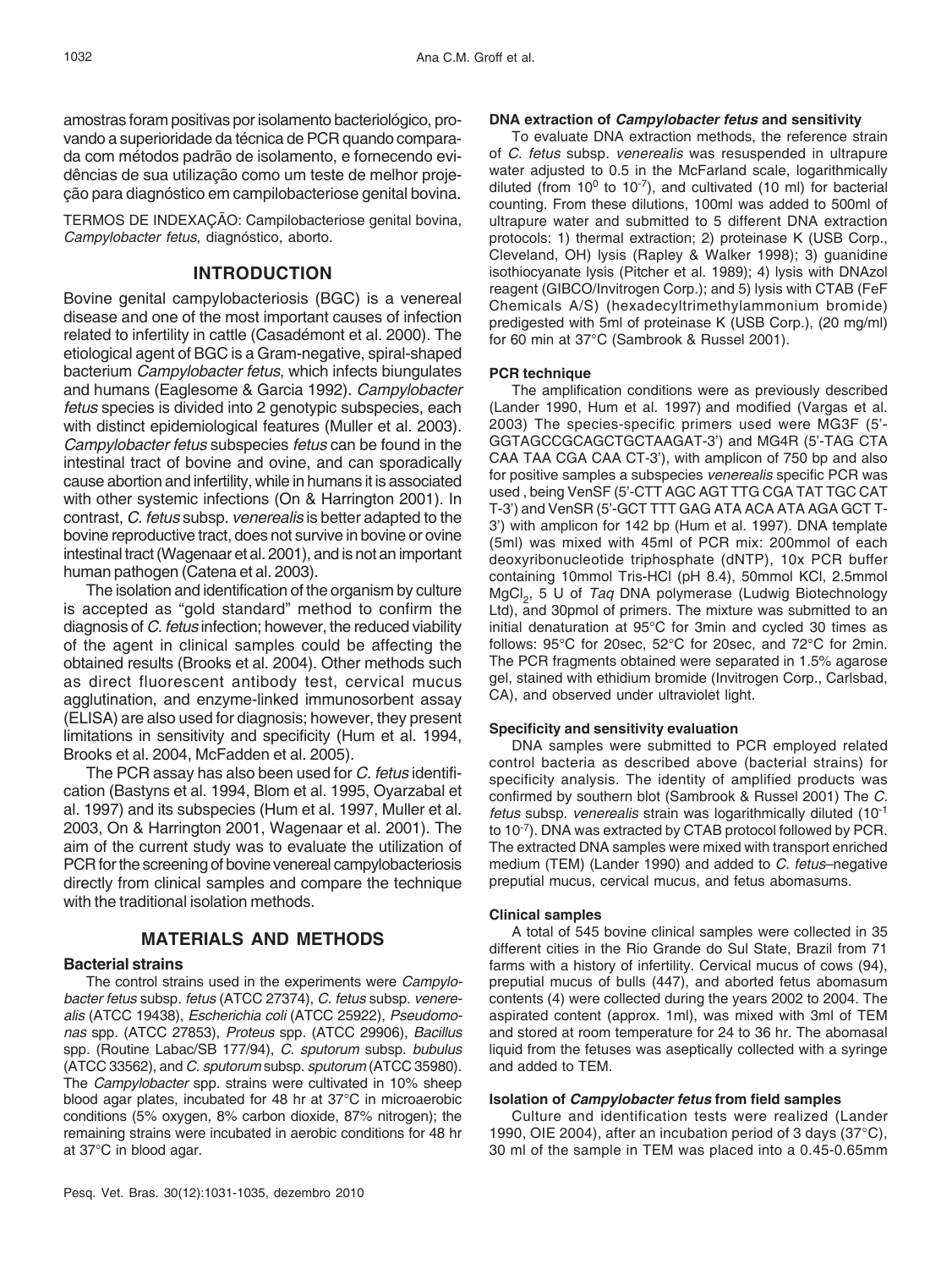amostras foram positivas por isolamento bacteriológico, provando a superioridade da técnica de PCR quando comparada com métodos padrão de isolamento, e fornecendo evidências de sua utilização como um teste de melhor projeção para diagnóstico em campilobacteriose genital bovina.

TERMOS DE INDEXAÇÃO: Campilobacteriose genital bovina, *Campylobacter fetus*, diagnóstico, aborto.

## INTRODUCTION

Bovine genital campylobacteriosis (BGC) is a venereal disease and one of the most important causes of infection related to infertility in cattle (Casadémont et al. 2000). The etiological agent of BGC is a Gram-negative, spiral-shaped bacterium *Campylobacter fetus*, which infects biungulates and humans (Eaglesome & Garcia 1992). *Campylobacter fetus* species is divided into 2 genotypic subspecies, each with distinct epidemiological features (Muller et al. 2003). *Campylobacter fetus* subspecies *fetus* can be found in the intestinal tract of bovine and ovine, and can sporadically cause abortion and infertility, while in humans it is associated with other systemic infections (On & Harrington 2001). In contrast, *C. fetus* subsp. *venerealis* is better adapted to the bovine reproductive tract, does not survive in bovine or ovine intestinal tract (Wagenaar et al. 2001), and is not an important human pathogen (Catena et al. 2003).

The isolation and identification of the organism by culture is accepted as "gold standard" method to confirm the diagnosis of *C. fetus* infection; however, the reduced viability of the agent in clinical samples could be affecting the obtained results (Brooks et al. 2004). Other methods such as direct fluorescent antibody test, cervical mucus agglutination, and enzyme-linked immunosorbent assay (ELISA) are also used for diagnosis; however, they present limitations in sensitivity and specificity (Hum et al. 1994, Brooks et al. 2004, McFadden et al. 2005).

The PCR assay has also been used for *C. fetus* identification (Bastyns et al. 1994, Blom et al. 1995, Oyarzabal et al. 1997) and its subspecies (Hum et al. 1997, Muller et al. 2003, On & Harrington 2001, Wagenaar et al. 2001). The aim of the current study was to evaluate the utilization of PCR for the screening of bovine venereal campylobacteriosis directly from clinical samples and compare the technique with the traditional isolation methods.

## MATERIALS AND METHODS

### Bacterial strains

The control strains used in the experiments were *Campylobacter fetus* subsp. *fetus* (ATCC 27374), *C. fetus* subsp. *venerealis* (ATCC 19438), *Escherichia coli* (ATCC 25922), *Pseudomonas* spp. (ATCC 27853), *Proteus* spp. (ATCC 29906), *Bacillus* spp. (Routine Labac/SB 177/94), *C. sputorum* subsp. *bubulus* (ATCC 33562), and *C. sputorum* subsp. *sputorum* (ATCC 35980). The *Campylobacter* spp. strains were cultivated in 10% sheep blood agar plates, incubated for 48 hr at 37°C in microaerobic conditions (5% oxygen, 8% carbon dioxide, 87% nitrogen); the remaining strains were incubated in aerobic conditions for 48 hr at 37°C in blood agar.

### DNA extraction of *Campylobacter fetus* and sensitivity

To evaluate DNA extraction methods, the reference strain of *C. fetus* subsp. *venerealis* was resuspended in ultrapure water adjusted to 0.5 in the McFarland scale, logarithmically diluted (from $10^0$ to $10^{-7}$), and cultivated (10 ml) for bacterial counting. From these dilutions, 100ml was added to 500ml of ultrapure water and submitted to 5 different DNA extraction protocols: 1) thermal extraction; 2) proteinase K (USB Corp., Cleveland, OH) lysis (Rapley & Walker 1998); 3) guanidine isothiocyanate lysis (Pitcher et al. 1989); 4) lysis with DNAzol reagent (GIBCO/Invitrogen Corp.); and 5) lysis with CTAB (FeF Chemicals A/S) (hexadecyltrimethylammonium bromide) predigested with 5ml of proteinase K (USB Corp.), (20 mg/ml) for 60 min at 37°C (Sambrook & Russel 2001).

### PCR technique

The amplification conditions were as previously described (Lander 1990, Hum et al. 1997) and modified (Vargas et al. 2003) The species-specific primers used were MG3F (5'-GGTAGCCGCAGCTGCTAAGAT-3') and MG4R (5'-TAG CTA CAA TAA CGA CAA CT-3'), with amplicon of 750 bp and also for positive samples a subspecies *venerealis* specific PCR was used , being VenSF (5'-CTT AGC AGT TTG CGA TAT TGC CAT T-3') and VenSR (5'-GCT TTT GAG ATA ACA ATA AGA GCT T-3') with amplicon for 142 bp (Hum et al. 1997). DNA template (5ml) was mixed with 45ml of PCR mix: 200mmol of each deoxyribonucleotide triphosphate (dNTP), 10x PCR buffer containing 10mmol Tris-HCl (pH 8.4), 50mmol KCl, 2.5mmol $MgCl_2$, 5 U of *Taq* DNA polymerase (Ludwig Biotechnology Ltd), and 30pmol of primers. The mixture was submitted to an initial denaturation at 95°C for 3min and cycled 30 times as follows: 95°C for 20sec, 52°C for 20sec, and 72°C for 2min. The PCR fragments obtained were separated in 1.5% agarose gel, stained with ethidium bromide (Invitrogen Corp., Carlsbad, CA), and observed under ultraviolet light.

### Specificity and sensitivity evaluation

DNA samples were submitted to PCR employed related control bacteria as described above (bacterial strains) for specificity analysis. The identity of amplified products was confirmed by southern blot (Sambrook & Russel 2001) The *C. fetus* subsp. *venerealis* strain was logarithmically diluted ($10^{-1}$ to $10^{-7}$). DNA was extracted by CTAB protocol followed by PCR. The extracted DNA samples were mixed with transport enriched medium (TEM) (Lander 1990) and added to *C. fetus*–negative preputial mucus, cervical mucus, and fetus abomasums.

### Clinical samples

A total of 545 bovine clinical samples were collected in 35 different cities in the Rio Grande do Sul State, Brazil from 71 farms with a history of infertility. Cervical mucus of cows (94), preputial mucus of bulls (447), and aborted fetus abomasum contents (4) were collected during the years 2002 to 2004. The aspirated content (approx. 1ml), was mixed with 3ml of TEM and stored at room temperature for 24 to 36 hr. The abomasal liquid from the fetuses was aseptically collected with a syringe and added to TEM.

### Isolation of *Campylobacter fetus* from field samples

Culture and identification tests were realized (Lander 1990, OIE 2004), after an incubation period of 3 days (37°C), 30 ml of the sample in TEM was placed into a 0.45-0.65mm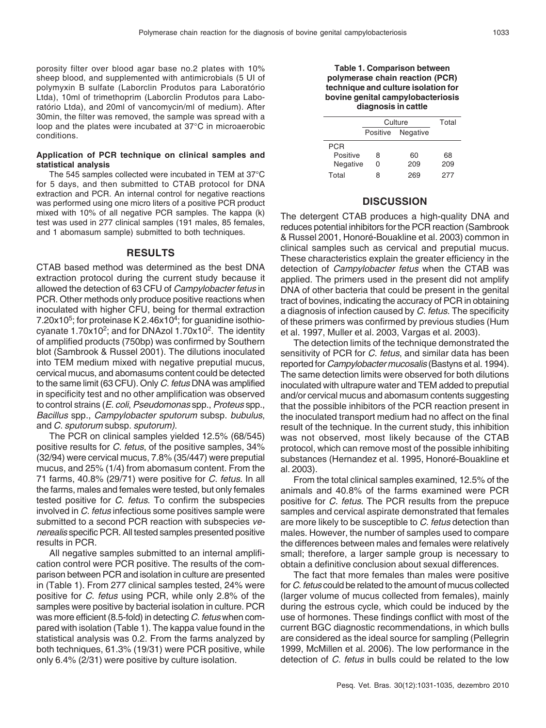porosity filter over blood agar base no.2 plates with 10% sheep blood, and supplemented with antimicrobials (5 UI of polymyxin B sulfate (Laborclin Produtos para Laboratório Ltda), 10ml of trimethoprim (Laborclin Produtos para Laboratório Ltda), and 20ml of vancomycin/ml of medium). After 30min, the filter was removed, the sample was spread with a loop and the plates were incubated at 37°C in microaerobic conditions.

#### Application of PCR technique on clinical samples and statistical analysis

The 545 samples collected were incubated in TEM at 37°C for 5 days, and then submitted to CTAB protocol for DNA extraction and PCR. An internal control for negative reactions was performed using one micro liters of a positive PCR product mixed with 10% of all negative PCR samples. The kappa (k) test was used in 277 clinical samples (191 males, 85 females, and 1 abomasum sample) submitted to both techniques.

## RESULTS

CTAB based method was determined as the best DNA extraction protocol during the current study because it allowed the detection of 63 CFU of *Campylobacter fetus* in PCR. Other methods only produce positive reactions when inoculated with higher CFU, being for thermal extraction $7.20 \times 10^5$; for proteinase K $2.46 \times 10^4$; for guanidine isothiocyanate $1.70 \times 10^2$; and for DNAzol $1.70 \times 10^2$. The identity of amplified products (750bp) was confirmed by Southern blot (Sambrook & Russel 2001). The dilutions inoculated into TEM medium mixed with negative preputial mucus, cervical mucus, and abomasums content could be detected to the same limit (63 CFU). Only *C. fetus* DNA was amplified in specificity test and no other amplification was observed to control strains (*E. coli*, *Pseudomonas* spp., *Proteus* spp., *Bacillus* spp., *Campylobacter sputorum* subsp. *bubulus*, and *C. sputorum* subsp. *sputorum)*.

The PCR on clinical samples yielded 12.5% (68/545) positive results for *C. fetus*, of the positive samples, 34% (32/94) were cervical mucus, 7.8% (35/447) were preputial mucus, and 25% (1/4) from abomasum content. From the 71 farms, 40.8% (29/71) were positive for *C. fetus*. In all the farms, males and females were tested, but only females tested positive for *C. fetus*. To confirm the subspecies involved in *C. fetus* infectious some positives sample were submitted to a second PCR reaction with subspecies *venerealis* specific PCR. All tested samples presented positive results in PCR.

All negative samples submitted to an internal amplification control were PCR positive. The results of the comparison between PCR and isolation in culture are presented in (Table 1). From 277 clinical samples tested, 24% were positive for *C. fetus* using PCR, while only 2.8% of the samples were positive by bacterial isolation in culture. PCR was more efficient (8.5-fold) in detecting *C. fetus* when compared with isolation (Table 1). The kappa value found in the statistical analysis was 0.2. From the farms analyzed by both techniques, 61.3% (19/31) were PCR positive, while only 6.4% (2/31) were positive by culture isolation.

**Table 1. Comparison between polymerase chain reaction (PCR) technique and culture isolation for bovine genital campylobacteriosis diagnosis in cattle**

| | Culture | | Total |
|---|---|---|---|
| | Positive | Negative | |
| PCR | | | |
| Positive | 8 | 60 | 68 |
| Negative | 0 | 209 | 209 |
| Total | 8 | 269 | 277 |

## DISCUSSION

The detergent CTAB produces a high-quality DNA and reduces potential inhibitors for the PCR reaction (Sambrook & Russel 2001, Honoré-Bouakline et al. 2003) common in clinical samples such as cervical and preputial mucus. These characteristics explain the greater efficiency in the detection of *Campylobacter fetus* when the CTAB was applied. The primers used in the present did not amplify DNA of other bacteria that could be present in the genital tract of bovines, indicating the accuracy of PCR in obtaining a diagnosis of infection caused by *C. fetus*. The specificity of these primers was confirmed by previous studies (Hum et al. 1997, Muller et al. 2003, Vargas et al. 2003).

The detection limits of the technique demonstrated the sensitivity of PCR for *C. fetus*, and similar data has been reported for *Campylobacter mucosalis* (Bastyns et al. 1994). The same detection limits were observed for both dilutions inoculated with ultrapure water and TEM added to preputial and/or cervical mucus and abomasum contents suggesting that the possible inhibitors of the PCR reaction present in the inoculated transport medium had no affect on the final result of the technique. In the current study, this inhibition was not observed, most likely because of the CTAB protocol, which can remove most of the possible inhibiting substances (Hernandez et al. 1995, Honoré-Bouakline et al. 2003).

From the total clinical samples examined, 12.5% of the animals and 40.8% of the farms examined were PCR positive for *C. fetus*. The PCR results from the prepuce samples and cervical aspirate demonstrated that females are more likely to be susceptible to *C. fetus* detection than males. However, the number of samples used to compare the differences between males and females were relatively small; therefore, a larger sample group is necessary to obtain a definitive conclusion about sexual differences.

The fact that more females than males were positive for *C. fetus* could be related to the amount of mucus collected (larger volume of mucus collected from females), mainly during the estrous cycle, which could be induced by the use of hormones. These findings conflict with most of the current BGC diagnostic recommendations, in which bulls are considered as the ideal source for sampling (Pellegrin 1999, McMillen et al. 2006). The low performance in the detection of *C. fetus* in bulls could be related to the low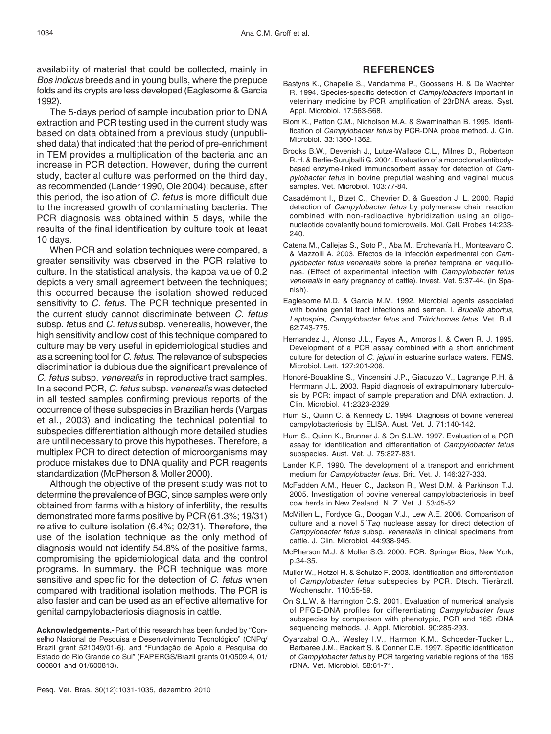availability of material that could be collected, mainly in *Bos indicus* breeds and in young bulls, where the prepuce folds and its crypts are less developed (Eaglesome & Garcia 1992).

The 5-days period of sample incubation prior to DNA extraction and PCR testing used in the current study was based on data obtained from a previous study (unpublished data) that indicated that the period of pre-enrichment in TEM provides a multiplication of the bacteria and an increase in PCR detection. However, during the current study, bacterial culture was performed on the third day, as recommended (Lander 1990, Oie 2004); because, after this period, the isolation of *C. fetus* is more difficult due to the increased growth of contaminating bacteria. The PCR diagnosis was obtained within 5 days, while the results of the final identification by culture took at least 10 days.

When PCR and isolation techniques were compared, a greater sensitivity was observed in the PCR relative to culture. In the statistical analysis, the kappa value of 0.2 depicts a very small agreement between the techniques; this occurred because the isolation showed reduced sensitivity to *C. fetus*. The PCR technique presented in the current study cannot discriminate between *C. fetus* subsp. *f*etus and *C. fetus* subsp. venerealis, however, the high sensitivity and low cost of this technique compared to culture may be very useful in epidemiological studies and as a screening tool for *C. fetus*. The relevance of subspecies discrimination is dubious due the significant prevalence of *C. fetus* subsp. *venerealis* in reproductive tract samples. In a second PCR, *C. fetus* subsp. *venerealis* was detected in all tested samples confirming previous reports of the occurrence of these subspecies in Brazilian herds (Vargas et al., 2003) and indicating the technical potential to subspecies differentiation although more detailed studies are until necessary to prove this hypotheses. Therefore, a multiplex PCR to direct detection of microorganisms may produce mistakes due to DNA quality and PCR reagents standardization (McPherson & Moller 2000).

Although the objective of the present study was not to determine the prevalence of BGC, since samples were only obtained from farms with a history of infertility, the results demonstrated more farms positive by PCR (61.3%; 19/31) relative to culture isolation (6.4%; 02/31). Therefore, the use of the isolation technique as the only method of diagnosis would not identify 54.8% of the positive farms, compromising the epidemiological data and the control programs. In summary, the PCR technique was more sensitive and specific for the detection of *C. fetus* when compared with traditional isolation methods. The PCR is also faster and can be used as an effective alternative for genital campylobacteriosis diagnosis in cattle.

**Acknowledgements.-** Part of this research has been funded by "Conselho Nacional de Pesquisa e Desenvolvimento Tecnológico" (CNPq/Brazil grant 521049/01-6), and "Fundação de Apoio a Pesquisa do Estado do Rio Grande do Sul" (FAPERGS/Brazil grants 01/0509.4, 01/600801 and 01/600813).

## REFERENCES

Bastyns K., Chapelle S., Vandamme P., Goossens H. & De Wachter R. 1994. Species-specific detection of *Campylobacters* important in veterinary medicine by PCR amplification of 23rDNA areas. Syst. Appl. Microbiol. 17:563-568.

Blom K., Patton C.M., Nicholson M.A. & Swaminathan B. 1995. Identification of *Campylobacter fetus* by PCR-DNA probe method. J. Clin. Microbiol. 33:1360-1362.

Brooks B.W., Devenish J., Lutze-Wallace C.L., Milnes D., Robertson R.H. & Berlie-Surujballi G. 2004. Evaluation of a monoclonal antibody-based enzyme-linked immunosorbent assay for detection of *Campylobacter fetus* in bovine preputial washing and vaginal mucus samples. Vet. Microbiol. 103:77-84.

Casadémont I., Bizet C., Chevrier D. & Guesdon J. L. 2000. Rapid detection of *Campylobacter fetus* by polymerase chain reaction combined with non-radioactive hybridization using an oligonucleotide covalently bound to microwells. Mol. Cell. Probes 14:233-240.

Catena M., Callejas S., Soto P., Aba M., Erchevaría H., Monteavaro C. & Mazzolli A. 2003. Efectos de la infección experimental con *Campylobacter fetus venerealis* sobre la preñez temprana en vaquillonas. (Effect of experimental infection with *Campylobacter fetus venerealis* in early pregnancy of cattle). Invest. Vet. 5:37-44. (In Spanish).

Eaglesome M.D. & Garcia M.M. 1992. Microbial agents associated with bovine genital tract infections and semen. I. *Brucella abortus, Leptospira, Campylobacter fetus* and *Tritrichomas fetus*. Vet. Bull. 62:743-775.

Hernandez J., Alonso J.L., Fayos A., Amoros I. & Owen R. J. 1995. Development of a PCR assay combined with a short enrichment culture for detection of *C. jejuni* in estuarine surface waters. FEMS. Microbiol. Lett. 127:201-206.

Honoré-Bouakline S., Vincensini J.P., Giacuzzo V., Lagrange P.H. & Herrmann J.L. 2003. Rapid diagnosis of extrapulmonary tuberculosis by PCR: impact of sample preparation and DNA extraction. J. Clin. Microbiol. 41:2323-2329.

Hum S., Quinn C. & Kennedy D. 1994. Diagnosis of bovine venereal campylobacteriosis by ELISA. Aust. Vet. J. 71:140-142.

Hum S., Quinn K., Brunner J. & On S.L.W. 1997. Evaluation of a PCR assay for identification and differentiation of *Campylobacter fetus* subspecies. Aust. Vet. J. 75:827-831.

Lander K.P. 1990. The development of a transport and enrichment medium for *Campylobacter fetus*. Brit. Vet. J. 146:327-333.

McFadden A.M., Heuer C., Jackson R., West D.M. & Parkinson T.J. 2005. Investigation of bovine venereal campylobacteriosis in beef cow herds in New Zealand. N. Z. Vet. J. 53:45-52.

McMillen L., Fordyce G., Doogan V.J., Lew A.E. 2006. Comparison of culture and a novel 5´*Taq* nuclease assay for direct detection of *Campylobacter fetus* subsp. *venerealis* in clinical specimens from cattle. J. Clin. Microbiol. 44:938-945.

McPherson M.J. & Moller S.G. 2000. PCR. Springer Bios, New York, p.34-35.

Muller W., Hotzel H. & Schulze F. 2003. Identification and differentiation of *Campylobacter fetus* subspecies by PCR. Dtsch. Tierärztl. Wochenschr. 110:55-59.

On S.L.W. & Harrington C.S. 2001. Evaluation of numerical analysis of PFGE-DNA profiles for differentiating *Campylobacter fetus* subspecies by comparison with phenotypic, PCR and 16S rDNA sequencing methods. J. Appl. Microbiol. 90:285-293.

Oyarzabal O.A., Wesley I.V., Harmon K.M., Schoeder-Tucker L., Barbaree J.M., Backert S. & Conner D.E. 1997. Specific identification of *Campylobacter fetus* by PCR targeting variable regions of the 16S rDNA. Vet. Microbiol. 58:61-71.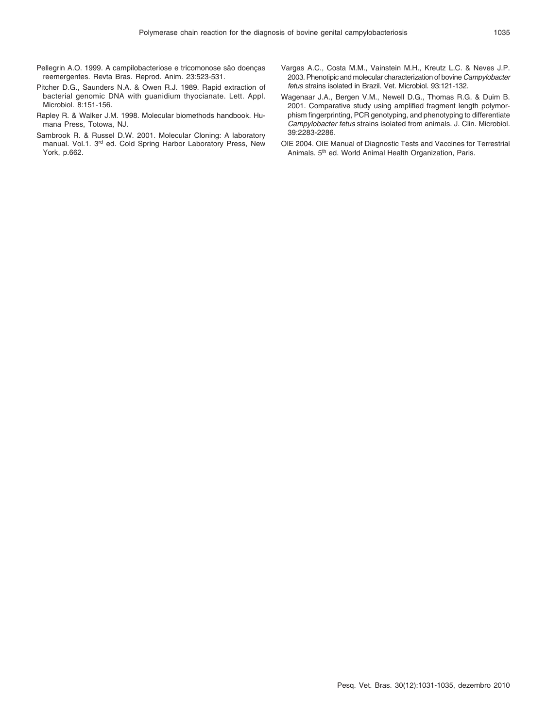Pellegrin A.O. 1999. A campilobacteriose e tricomonose são doenças reemergentes. Revta Bras. Reprod. Anim. 23:523-531.

Pitcher D.G., Saunders N.A. & Owen R.J. 1989. Rapid extraction of bacterial genomic DNA with guanidium thyocianate. Lett. Appl. Microbiol. 8:151-156.

Rapley R. & Walker J.M. 1998. Molecular biomethods handbook. Humana Press, Totowa, NJ.

Sambrook R. & Russel D.W. 2001. Molecular Cloning: A laboratory manual. Vol.1. 3rd ed. Cold Spring Harbor Laboratory Press, New York, p.662.

Vargas A.C., Costa M.M., Vainstein M.H., Kreutz L.C. & Neves J.P. 2003. Phenotipic and molecular characterization of bovine *Campylobacter fetus* strains isolated in Brazil. Vet. Microbiol. 93:121-132.

Wagenaar J.A., Bergen V.M., Newell D.G., Thomas R.G. & Duim B. 2001. Comparative study using amplified fragment length polymorphism fingerprinting, PCR genotyping, and phenotyping to differentiate *Campylobacter fetus* strains isolated from animals. J. Clin. Microbiol. 39:2283-2286.

OIE 2004. OIE Manual of Diagnostic Tests and Vaccines for Terrestrial Animals. 5th ed. World Animal Health Organization, Paris.